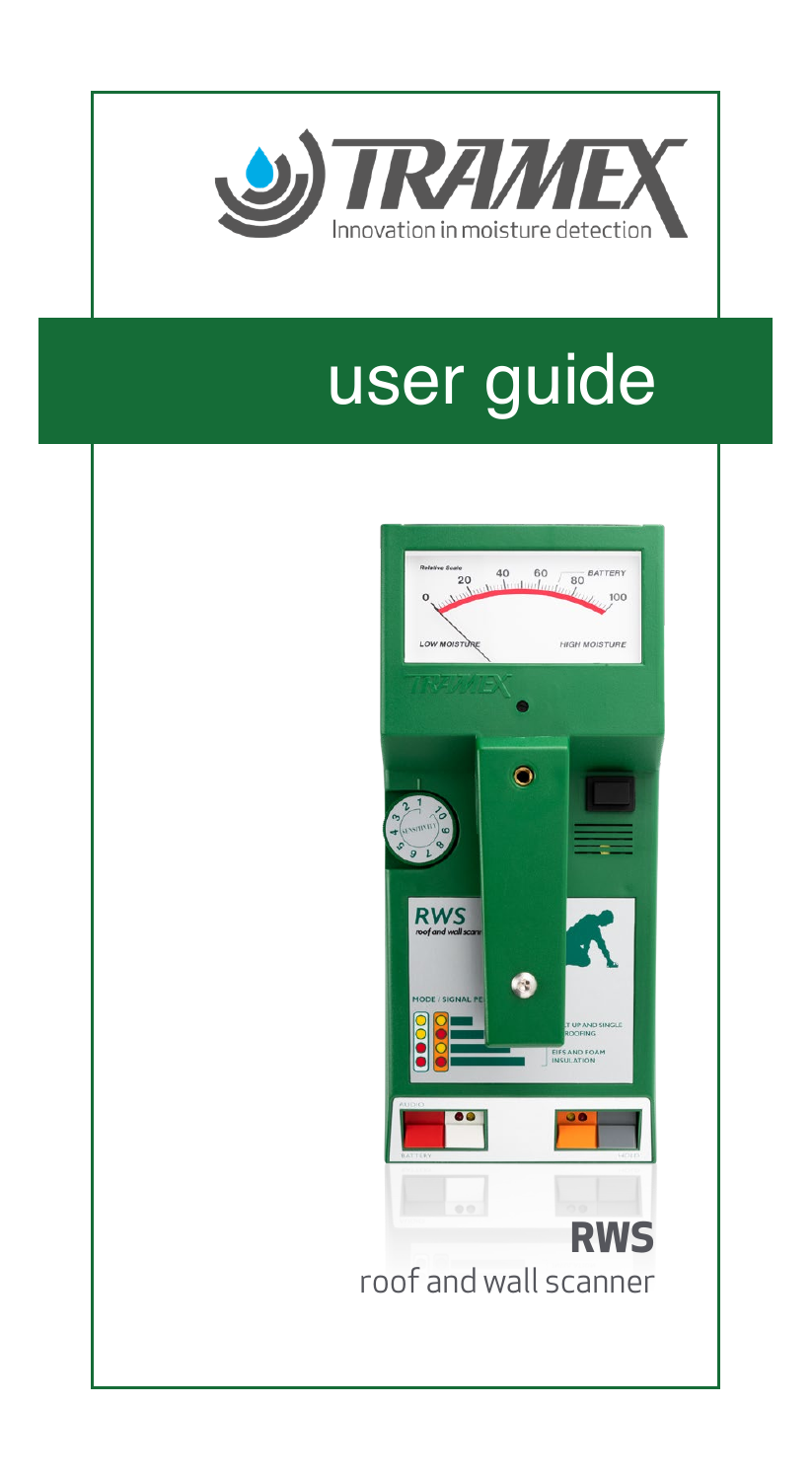TRAMEX

Innovation in moisture detection

# user guide

# RWS

roof and wall scanner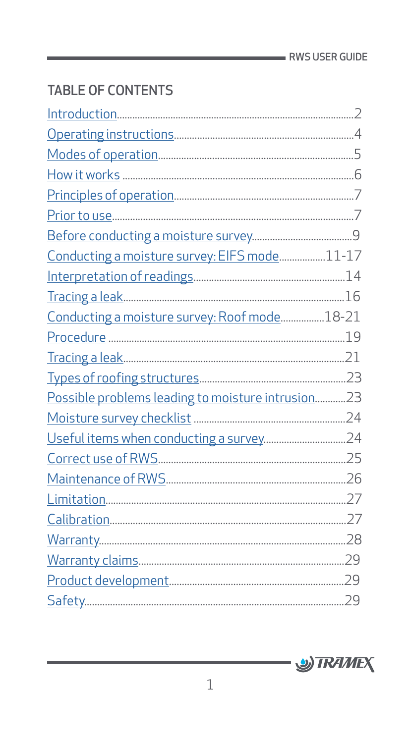## TABLE OF CONTENTS

| | |
|---|---|
| Introduction | 2 |
| Operating instructions | 4 |
| Modes of operation | 5 |
| How it works | 6 |
| Principles of operation | 7 |
| Prior to use | 7 |
| Before conducting a moisture survey | 9 |
| Conducting a moisture survey: EIFS mode | 11-17 |
| Interpretation of readings | 14 |
| Tracing a leak | 16 |
| Conducting a moisture survey: Roof mode | 18-21 |
| Procedure | 19 |
| Tracing a leak | 21 |
| Types of roofing structures | 23 |
| Possible problems leading to moisture intrusion | 23 |
| Moisture survey checklist | 24 |
| Useful items when conducting a survey | 24 |
| Correct use of RWS | 25 |
| Maintenance of RWS | 26 |
| Limitation | 27 |
| Calibration | 27 |
| Warranty | 28 |
| Warranty claims | 29 |
| Product development | 29 |
| Safety | 29 |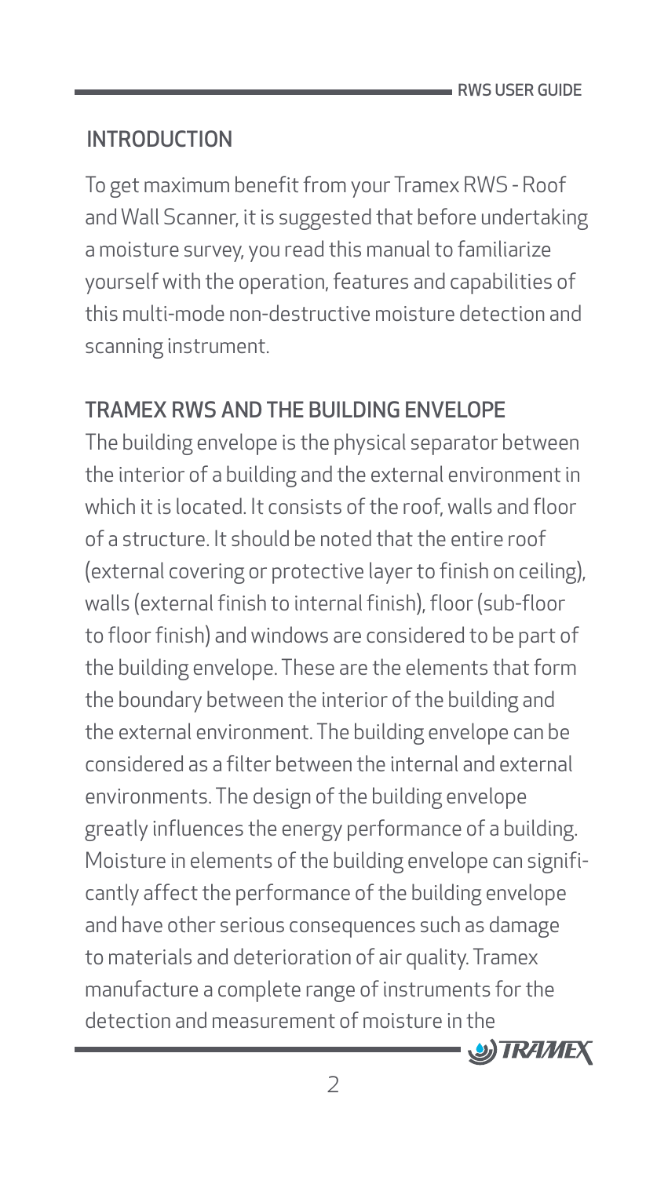## INTRODUCTION

To get maximum benefit from your Tramex RWS - Roof and Wall Scanner, it is suggested that before undertaking a moisture survey, you read this manual to familiarize yourself with the operation, features and capabilities of this multi-mode non-destructive moisture detection and scanning instrument.

## TRAMEX RWS AND THE BUILDING ENVELOPE

The building envelope is the physical separator between the interior of a building and the external environment in which it is located. It consists of the roof, walls and floor of a structure. It should be noted that the entire roof (external covering or protective layer to finish on ceiling), walls (external finish to internal finish), floor (sub-floor to floor finish) and windows are considered to be part of the building envelope. These are the elements that form the boundary between the interior of the building and the external environment. The building envelope can be considered as a filter between the internal and external environments. The design of the building envelope greatly influences the energy performance of a building. Moisture in elements of the building envelope can significantly affect the performance of the building envelope and have other serious consequences such as damage to materials and deterioration of air quality. Tramex manufacture a complete range of instruments for the detection and measurement of moisture in the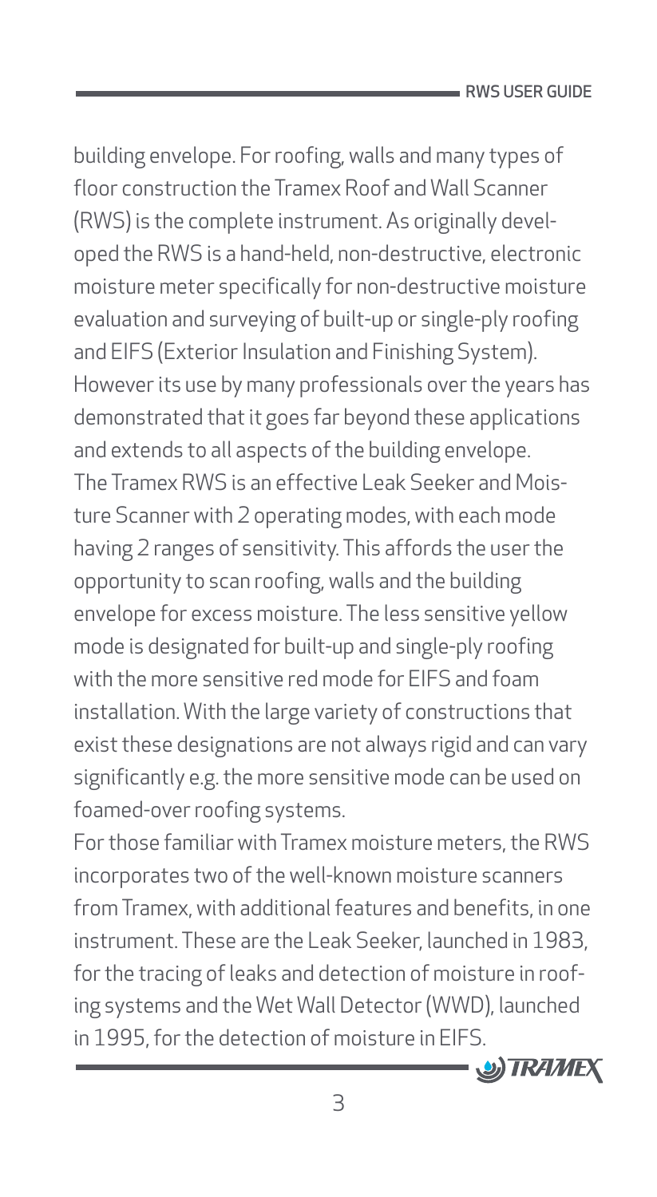building envelope. For roofing, walls and many types of floor construction the Tramex Roof and Wall Scanner (RWS) is the complete instrument. As originally developed the RWS is a hand-held, non-destructive, electronic moisture meter specifically for non-destructive moisture evaluation and surveying of built-up or single-ply roofing and EIFS (Exterior Insulation and Finishing System). However its use by many professionals over the years has demonstrated that it goes far beyond these applications and extends to all aspects of the building envelope.

The Tramex RWS is an effective Leak Seeker and Moisture Scanner with 2 operating modes, with each mode having 2 ranges of sensitivity. This affords the user the opportunity to scan roofing, walls and the building envelope for excess moisture. The less sensitive yellow mode is designated for built-up and single-ply roofing with the more sensitive red mode for EIFS and foam installation. With the large variety of constructions that exist these designations are not always rigid and can vary significantly e.g. the more sensitive mode can be used on foamed-over roofing systems.

For those familiar with Tramex moisture meters, the RWS incorporates two of the well-known moisture scanners from Tramex, with additional features and benefits, in one instrument. These are the Leak Seeker, launched in 1983, for the tracing of leaks and detection of moisture in roofing systems and the Wet Wall Detector (WWD), launched in 1995, for the detection of moisture in EIFS.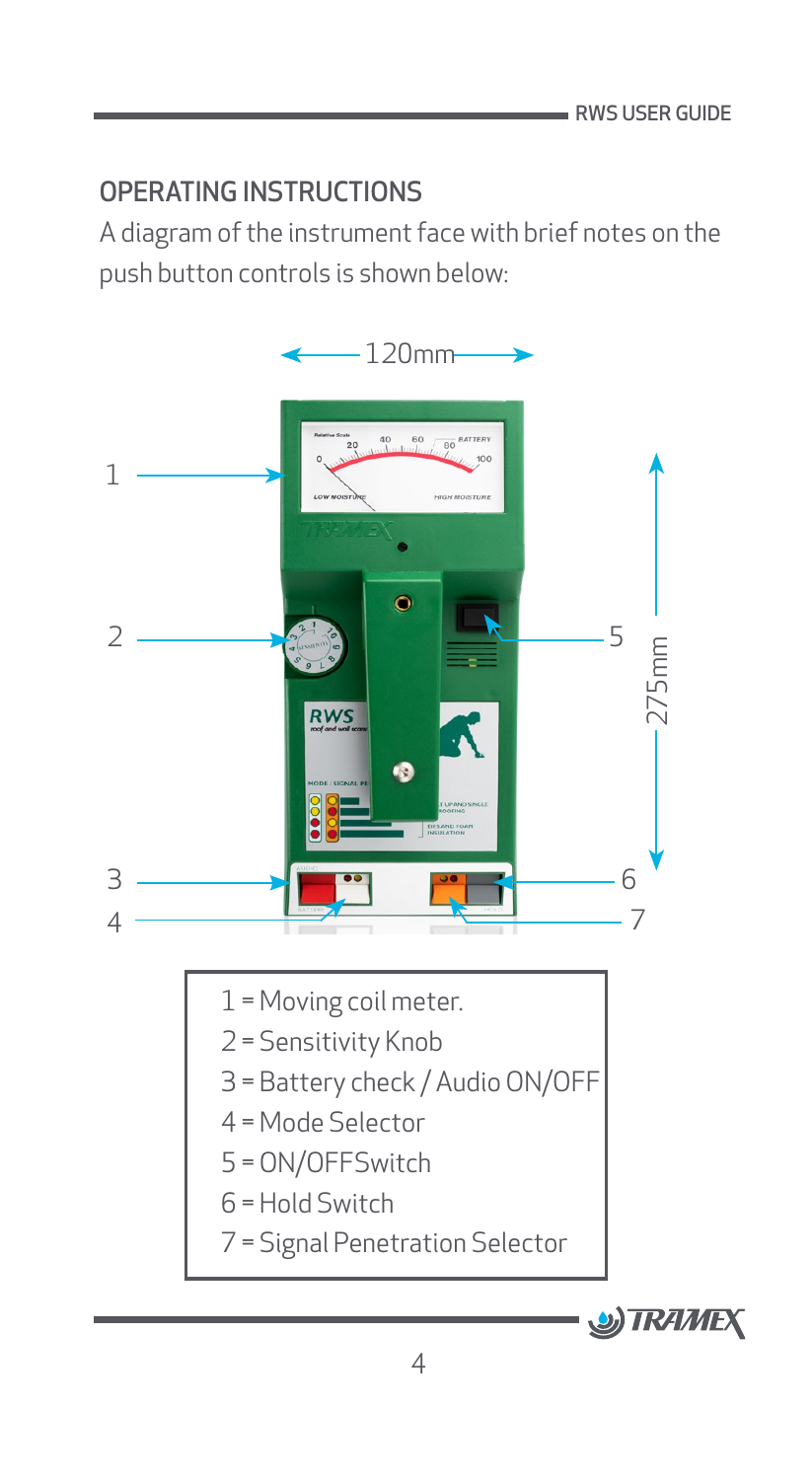## OPERATING INSTRUCTIONS

A diagram of the instrument face with brief notes on the push button controls is shown below:

1 = Moving coil meter.
2 = Sensitivity Knob
3 = Battery check / Audio ON/OFF
4 = Mode Selector
5 = ON/OFFSwitch
6 = Hold Switch
7 = Signal Penetration Selector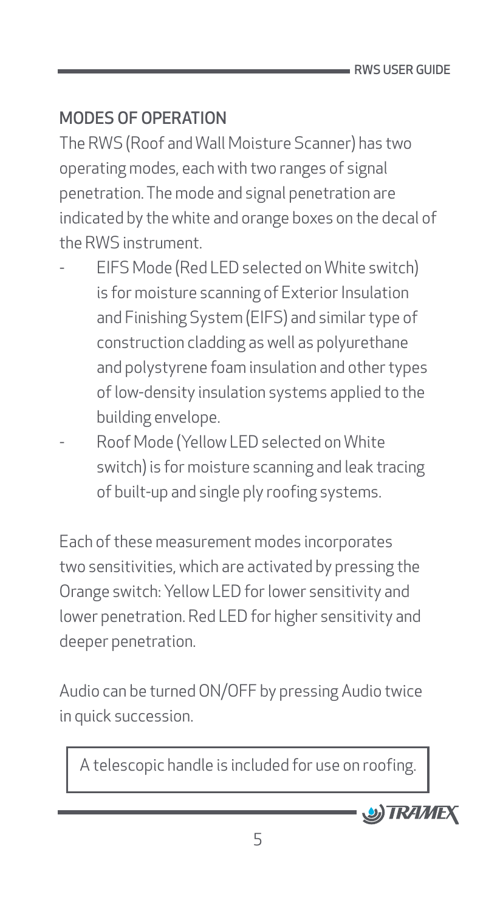## MODES OF OPERATION

The RWS (Roof and Wall Moisture Scanner) has two operating modes, each with two ranges of signal penetration. The mode and signal penetration are indicated by the white and orange boxes on the decal of the RWS instrument.

- EIFS Mode (Red LED selected on White switch) is for moisture scanning of Exterior Insulation and Finishing System (EIFS) and similar type of construction cladding as well as polyurethane and polystyrene foam insulation and other types of low-density insulation systems applied to the building envelope.
- Roof Mode (Yellow LED selected on White switch) is for moisture scanning and leak tracing of built-up and single ply roofing systems.

Each of these measurement modes incorporates two sensitivities, which are activated by pressing the Orange switch: Yellow LED for lower sensitivity and lower penetration. Red LED for higher sensitivity and deeper penetration.

Audio can be turned ON/OFF by pressing Audio twice in quick succession.

> A telescopic handle is included for use on roofing.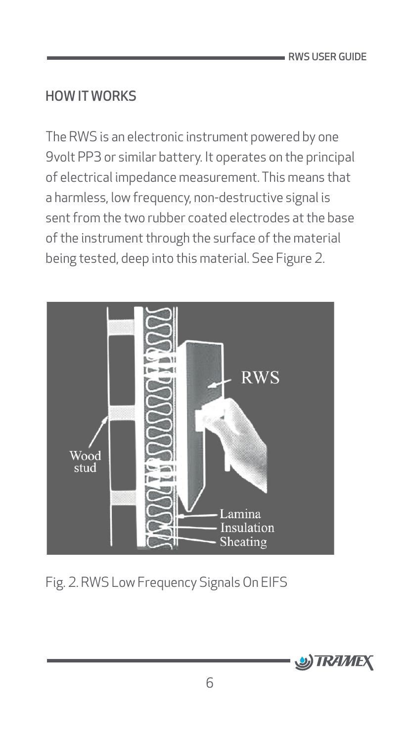## HOW IT WORKS

The RWS is an electronic instrument powered by one 9volt PP3 or similar battery. It operates on the principal of electrical impedance measurement. This means that a harmless, low frequency, non-destructive signal is sent from the two rubber coated electrodes at the base of the instrument through the surface of the material being tested, deep into this material. See Figure 2.

Fig. 2. RWS Low Frequency Signals On EIFS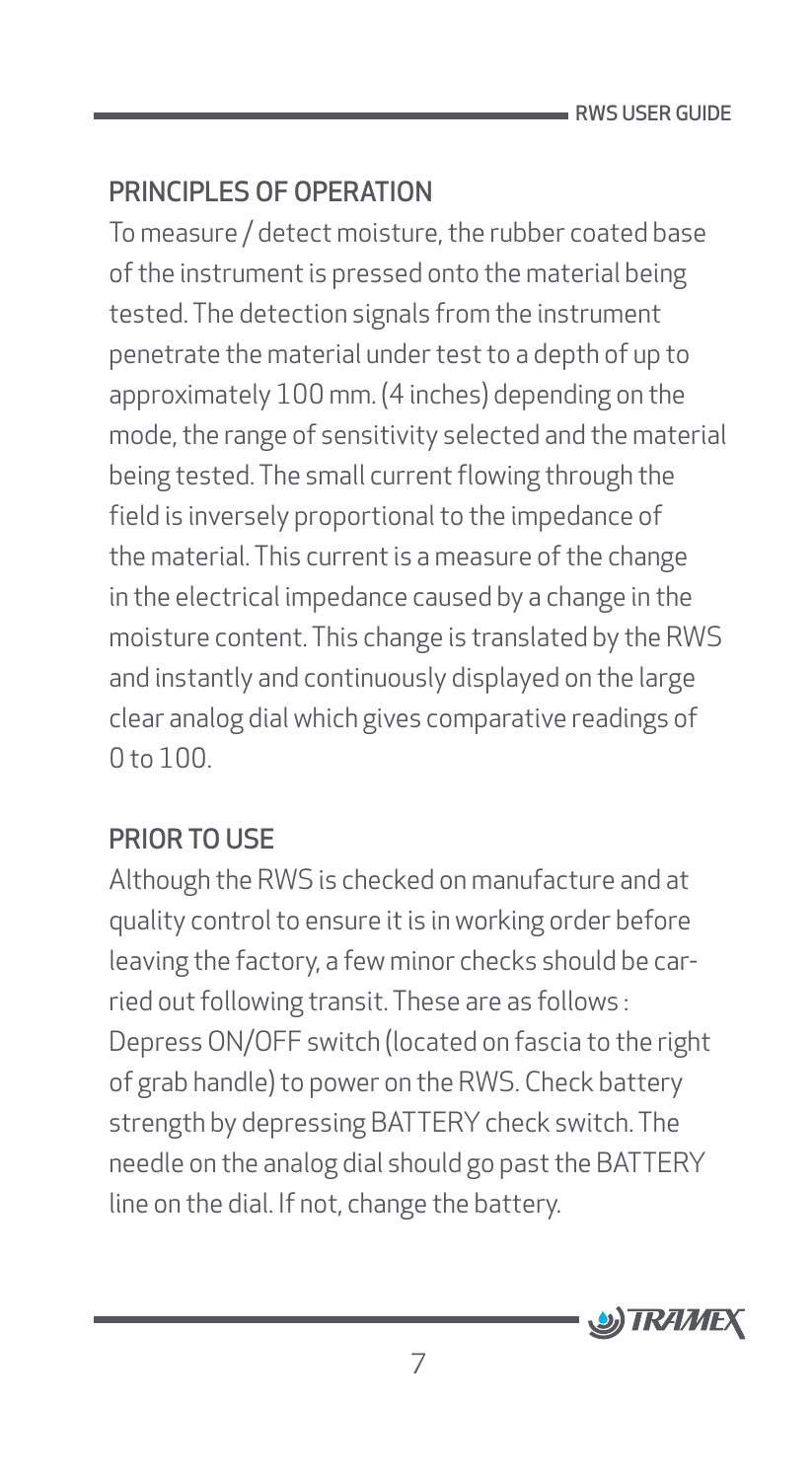## PRINCIPLES OF OPERATION

To measure / detect moisture, the rubber coated base of the instrument is pressed onto the material being tested. The detection signals from the instrument penetrate the material under test to a depth of up to approximately 100 mm. (4 inches) depending on the mode, the range of sensitivity selected and the material being tested. The small current flowing through the field is inversely proportional to the impedance of the material. This current is a measure of the change in the electrical impedance caused by a change in the moisture content. This change is translated by the RWS and instantly and continuously displayed on the large clear analog dial which gives comparative readings of 0 to 100.

## PRIOR TO USE

Although the RWS is checked on manufacture and at quality control to ensure it is in working order before leaving the factory, a few minor checks should be carried out following transit. These are as follows : Depress ON/OFF switch (located on fascia to the right of grab handle) to power on the RWS. Check battery strength by depressing BATTERY check switch. The needle on the analog dial should go past the BATTERY line on the dial. If not, change the battery.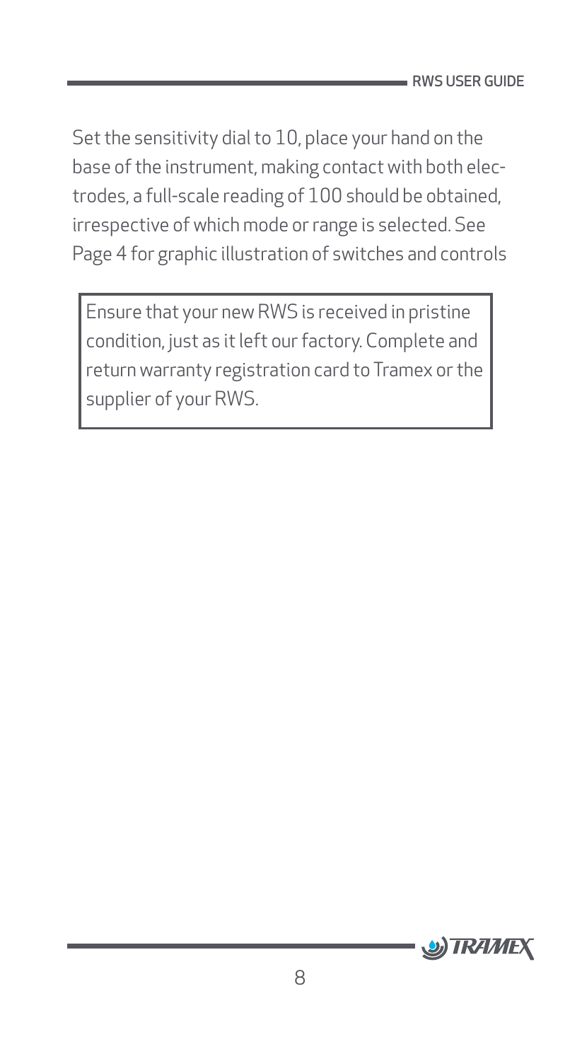Set the sensitivity dial to 10, place your hand on the base of the instrument, making contact with both electrodes, a full-scale reading of 100 should be obtained, irrespective of which mode or range is selected. See Page 4 for graphic illustration of switches and controls

> Ensure that your new RWS is received in pristine condition, just as it left our factory. Complete and return warranty registration card to Tramex or the supplier of your RWS.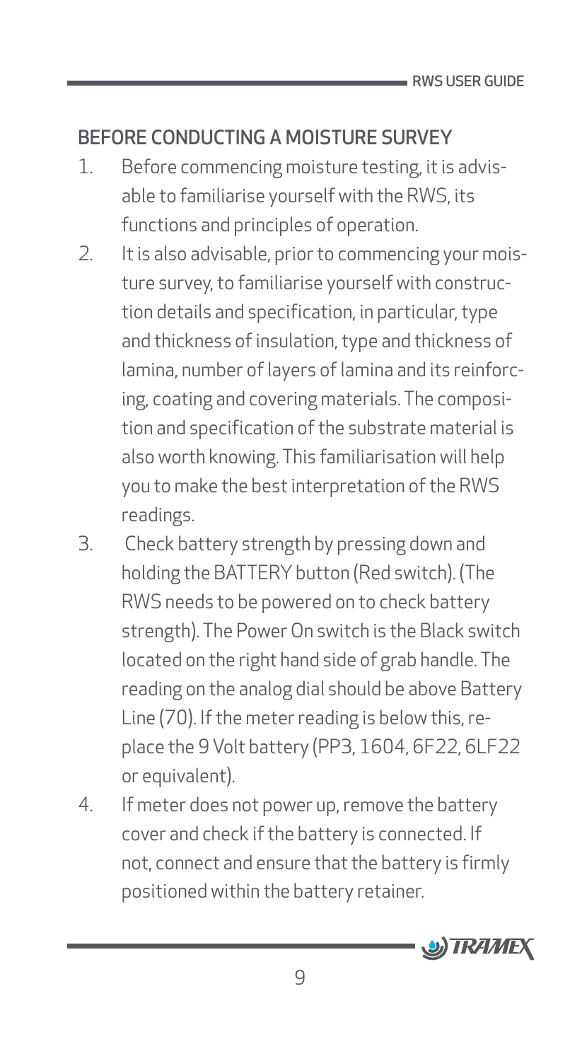## BEFORE CONDUCTING A MOISTURE SURVEY

1. Before commencing moisture testing, it is advisable to familiarise yourself with the RWS, its functions and principles of operation.
2. It is also advisable, prior to commencing your moisture survey, to familiarise yourself with construction details and specification, in particular, type and thickness of insulation, type and thickness of lamina, number of layers of lamina and its reinforcing, coating and covering materials. The composition and specification of the substrate material is also worth knowing. This familiarisation will help you to make the best interpretation of the RWS readings.
3. Check battery strength by pressing down and holding the BATTERY button (Red switch). (The RWS needs to be powered on to check battery strength). The Power On switch is the Black switch located on the right hand side of grab handle. The reading on the analog dial should be above Battery Line (70). If the meter reading is below this, replace the 9 Volt battery (PP3, 1604, 6F22, 6LF22 or equivalent).
4. If meter does not power up, remove the battery cover and check if the battery is connected. If not, connect and ensure that the battery is firmly positioned within the battery retainer.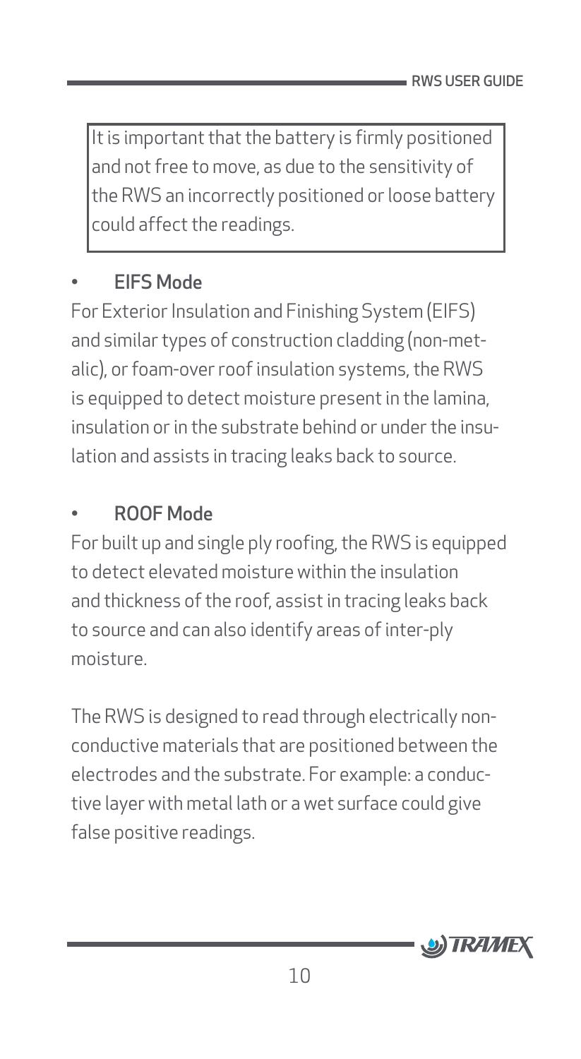> It is important that the battery is firmly positioned and not free to move, as due to the sensitivity of the RWS an incorrectly positioned or loose battery could affect the readings.

- **EIFS Mode**

For Exterior Insulation and Finishing System (EIFS) and similar types of construction cladding (non-metalic), or foam-over roof insulation systems, the RWS is equipped to detect moisture present in the lamina, insulation or in the substrate behind or under the insulation and assists in tracing leaks back to source.

- **ROOF Mode**

For built up and single ply roofing, the RWS is equipped to detect elevated moisture within the insulation and thickness of the roof, assist in tracing leaks back to source and can also identify areas of inter-ply moisture.

The RWS is designed to read through electrically non-conductive materials that are positioned between the electrodes and the substrate. For example: a conductive layer with metal lath or a wet surface could give false positive readings.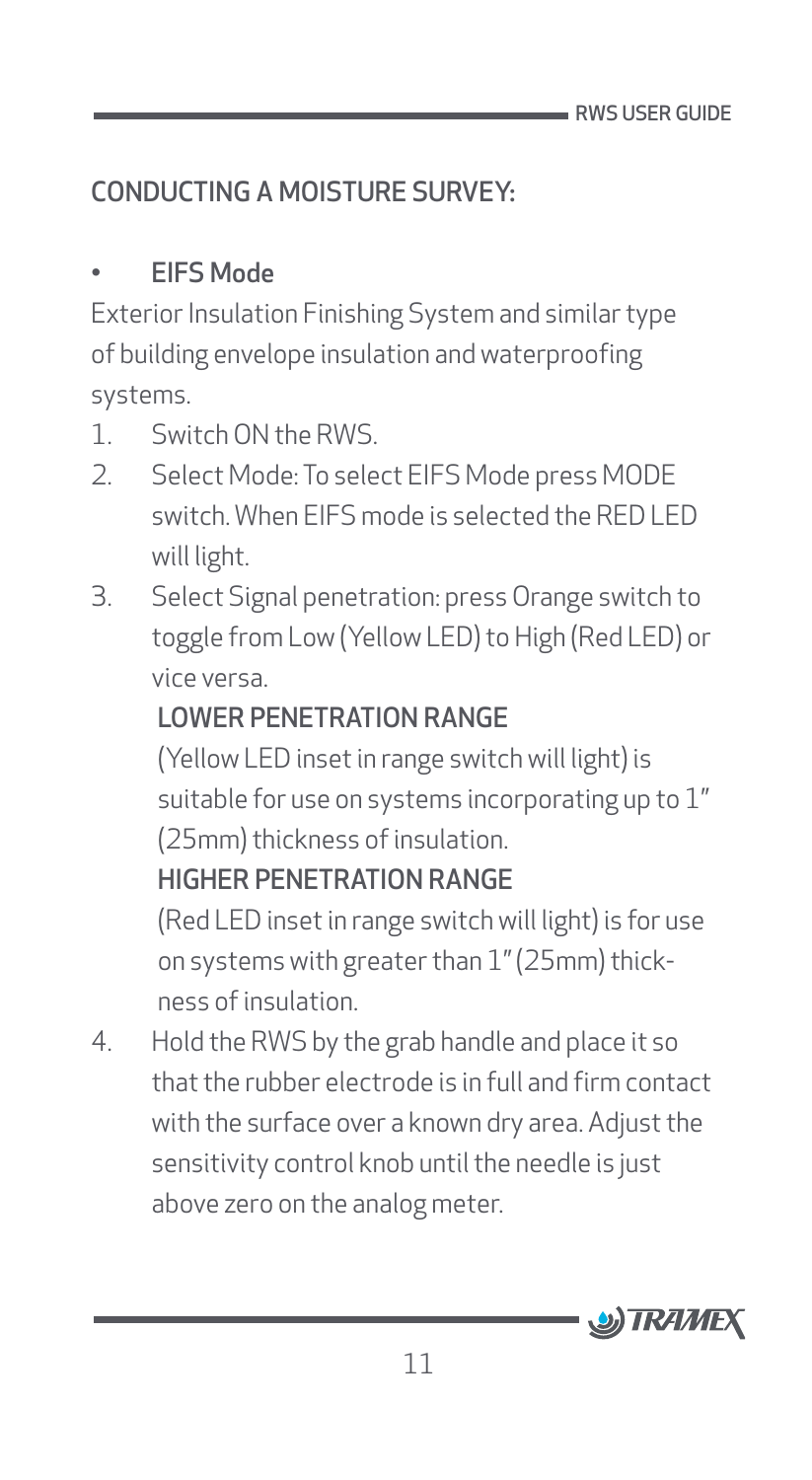## CONDUCTING A MOISTURE SURVEY:

- **EIFS Mode**

Exterior Insulation Finishing System and similar type of building envelope insulation and waterproofing systems.

1. Switch ON the RWS.
2. Select Mode: To select EIFS Mode press MODE switch. When EIFS mode is selected the RED LED will light.
3. Select Signal penetration: press Orange switch to toggle from Low (Yellow LED) to High (Red LED) or vice versa.

   **LOWER PENETRATION RANGE**

   (Yellow LED inset in range switch will light) is suitable for use on systems incorporating up to 1" (25mm) thickness of insulation.

   **HIGHER PENETRATION RANGE**

   (Red LED inset in range switch will light) is for use on systems with greater than 1" (25mm) thickness of insulation.
4. Hold the RWS by the grab handle and place it so that the rubber electrode is in full and firm contact with the surface over a known dry area. Adjust the sensitivity control knob until the needle is just above zero on the analog meter.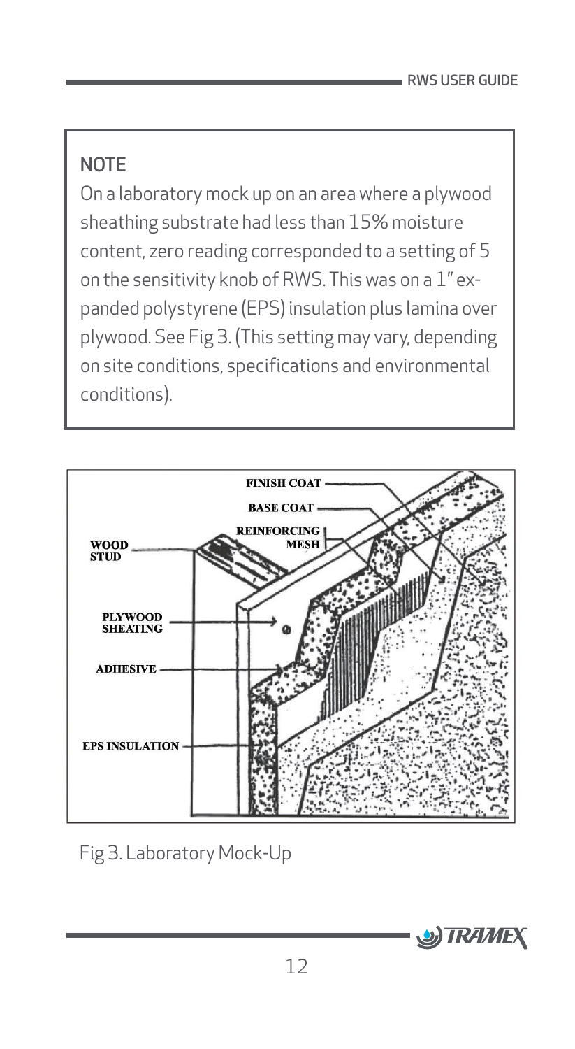**NOTE**

On a laboratory mock up on an area where a plywood sheathing substrate had less than 15% moisture content, zero reading corresponded to a setting of 5 on the sensitivity knob of RWS. This was on a 1" expanded polystyrene (EPS) insulation plus lamina over plywood. See Fig 3. (This setting may vary, depending on site conditions, specifications and environmental conditions).

Fig 3. Laboratory Mock-Up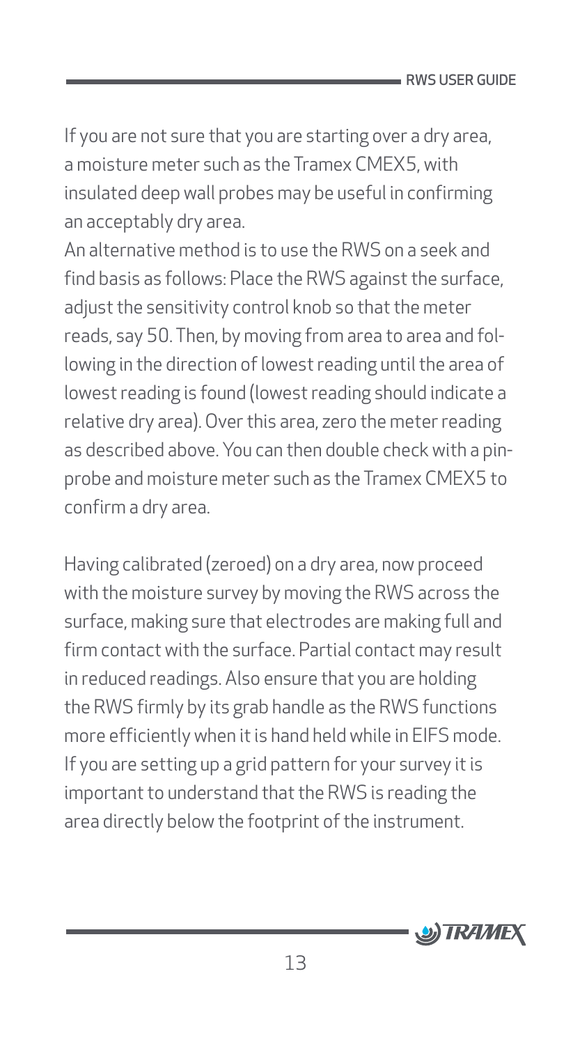If you are not sure that you are starting over a dry area, a moisture meter such as the Tramex CMEX5, with insulated deep wall probes may be useful in confirming an acceptably dry area.

An alternative method is to use the RWS on a seek and find basis as follows: Place the RWS against the surface, adjust the sensitivity control knob so that the meter reads, say 50. Then, by moving from area to area and following in the direction of lowest reading until the area of lowest reading is found (lowest reading should indicate a relative dry area). Over this area, zero the meter reading as described above. You can then double check with a pin-probe and moisture meter such as the Tramex CMEX5 to confirm a dry area.

Having calibrated (zeroed) on a dry area, now proceed with the moisture survey by moving the RWS across the surface, making sure that electrodes are making full and firm contact with the surface. Partial contact may result in reduced readings. Also ensure that you are holding the RWS firmly by its grab handle as the RWS functions more efficiently when it is hand held while in EIFS mode. If you are setting up a grid pattern for your survey it is important to understand that the RWS is reading the area directly below the footprint of the instrument.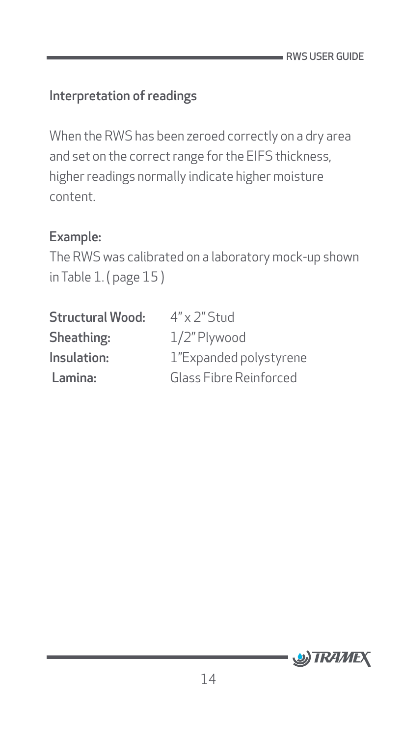## Interpretation of readings

When the RWS has been zeroed correctly on a dry area and set on the correct range for the EIFS thickness, higher readings normally indicate higher moisture content.

### Example:

The RWS was calibrated on a laboratory mock-up shown in Table 1. ( page 15 )

| | |
|---|---|
| **Structural Wood:** | 4" x 2" Stud |
| **Sheathing:** | 1/2" Plywood |
| **Insulation:** | 1"Expanded polystyrene |
| **Lamina:** | Glass Fibre Reinforced |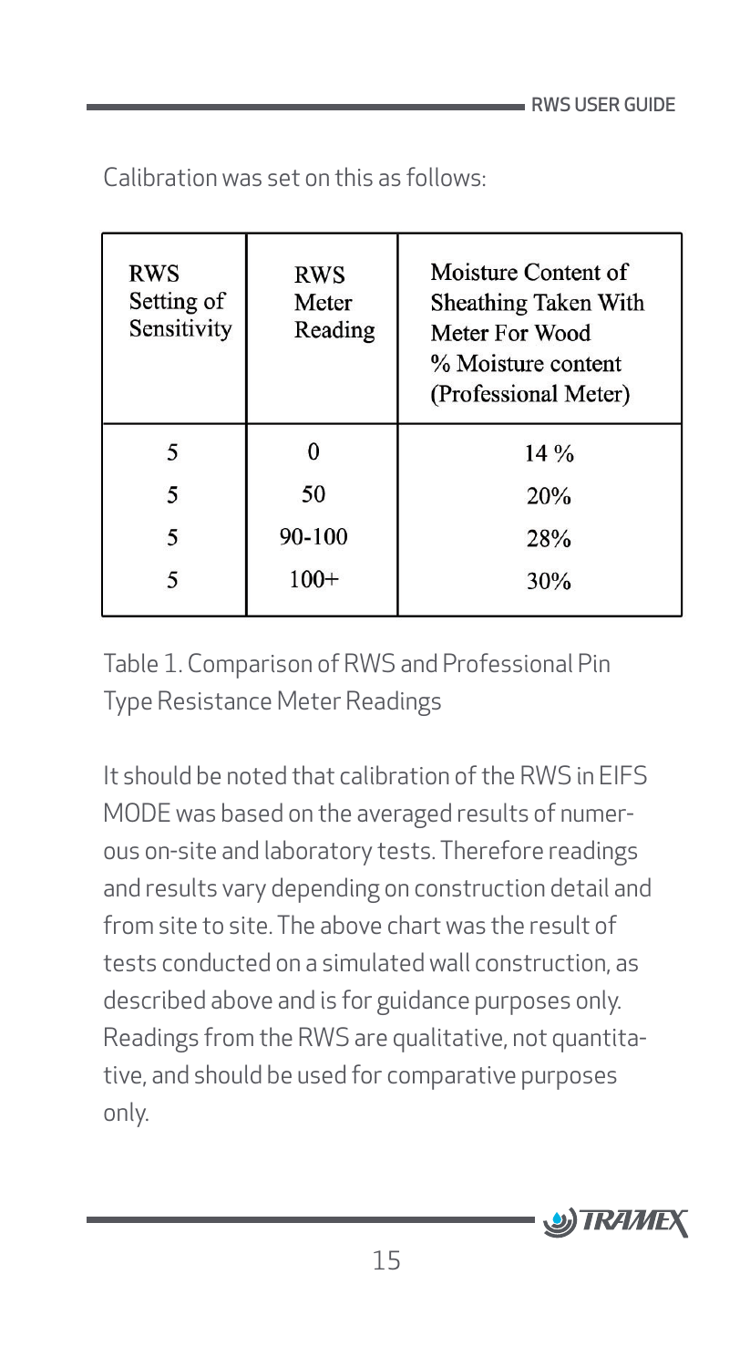Calibration was set on this as follows:

| RWS Setting of Sensitivity | RWS Meter Reading | Moisture Content of Sheathing Taken With Meter For Wood % Moisture content (Professional Meter) |
|---|---|---|
| 5 | 0 | 14 % |
| 5 | 50 | 20% |
| 5 | 90-100 | 28% |
| 5 | 100+ | 30% |

Table 1. Comparison of RWS and Professional Pin Type Resistance Meter Readings

It should be noted that calibration of the RWS in EIFS MODE was based on the averaged results of numerous on-site and laboratory tests. Therefore readings and results vary depending on construction detail and from site to site. The above chart was the result of tests conducted on a simulated wall construction, as described above and is for guidance purposes only. Readings from the RWS are qualitative, not quantitative, and should be used for comparative purposes only.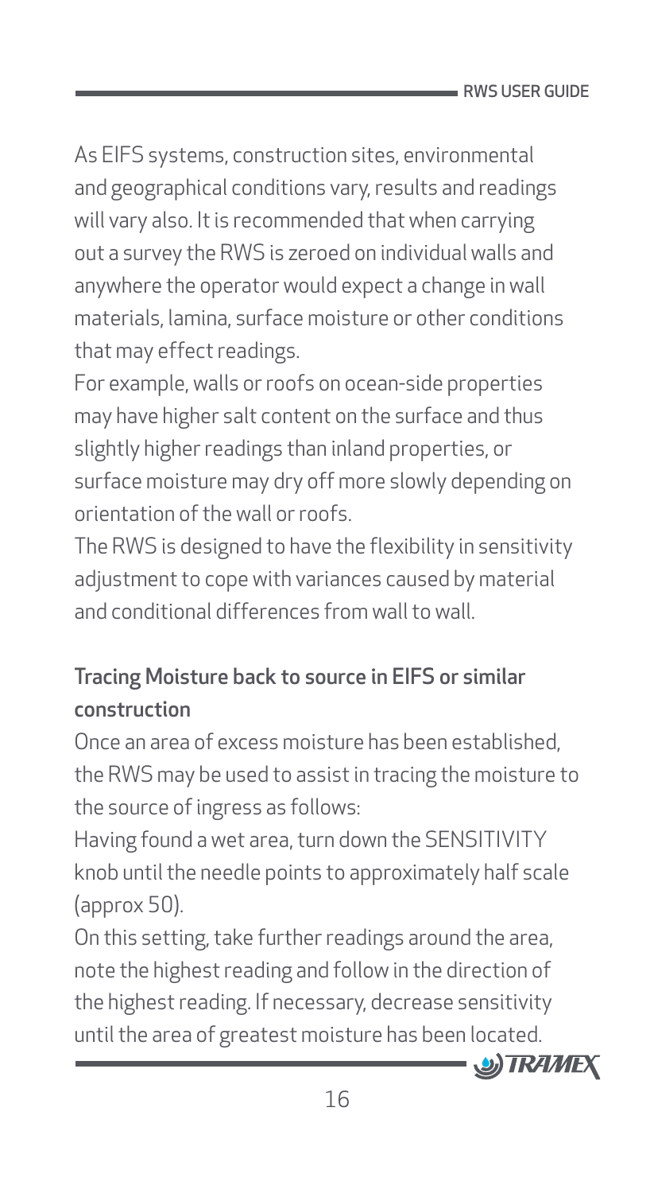As EIFS systems, construction sites, environmental and geographical conditions vary, results and readings will vary also. It is recommended that when carrying out a survey the RWS is zeroed on individual walls and anywhere the operator would expect a change in wall materials, lamina, surface moisture or other conditions that may effect readings.

For example, walls or roofs on ocean-side properties may have higher salt content on the surface and thus slightly higher readings than inland properties, or surface moisture may dry off more slowly depending on orientation of the wall or roofs.

The RWS is designed to have the flexibility in sensitivity adjustment to cope with variances caused by material and conditional differences from wall to wall.

### Tracing Moisture back to source in EIFS or similar construction

Once an area of excess moisture has been established, the RWS may be used to assist in tracing the moisture to the source of ingress as follows:

Having found a wet area, turn down the SENSITIVITY knob until the needle points to approximately half scale (approx 50).

On this setting, take further readings around the area, note the highest reading and follow in the direction of the highest reading. If necessary, decrease sensitivity until the area of greatest moisture has been located.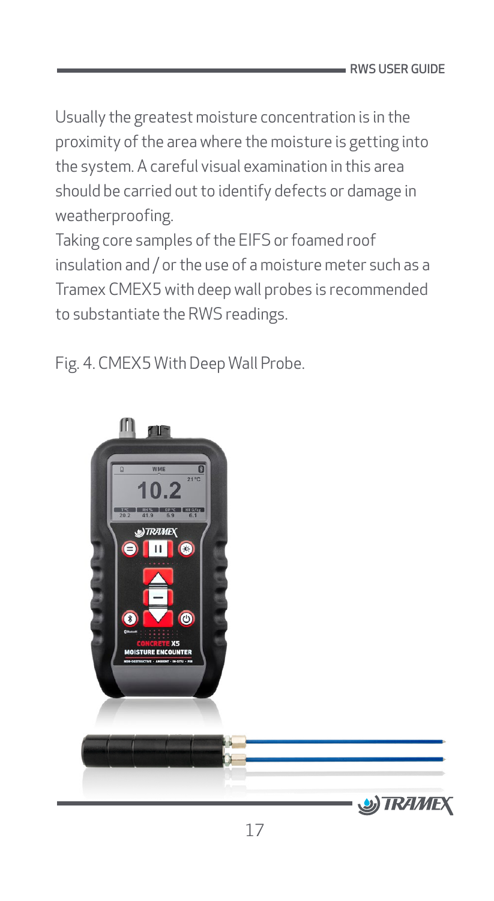Usually the greatest moisture concentration is in the proximity of the area where the moisture is getting into the system. A careful visual examination in this area should be carried out to identify defects or damage in weatherproofing.

Taking core samples of the EIFS or foamed roof insulation and / or the use of a moisture meter such as a Tramex CMEX5 with deep wall probes is recommended to substantiate the RWS readings.

Fig. 4. CMEX5 With Deep Wall Probe.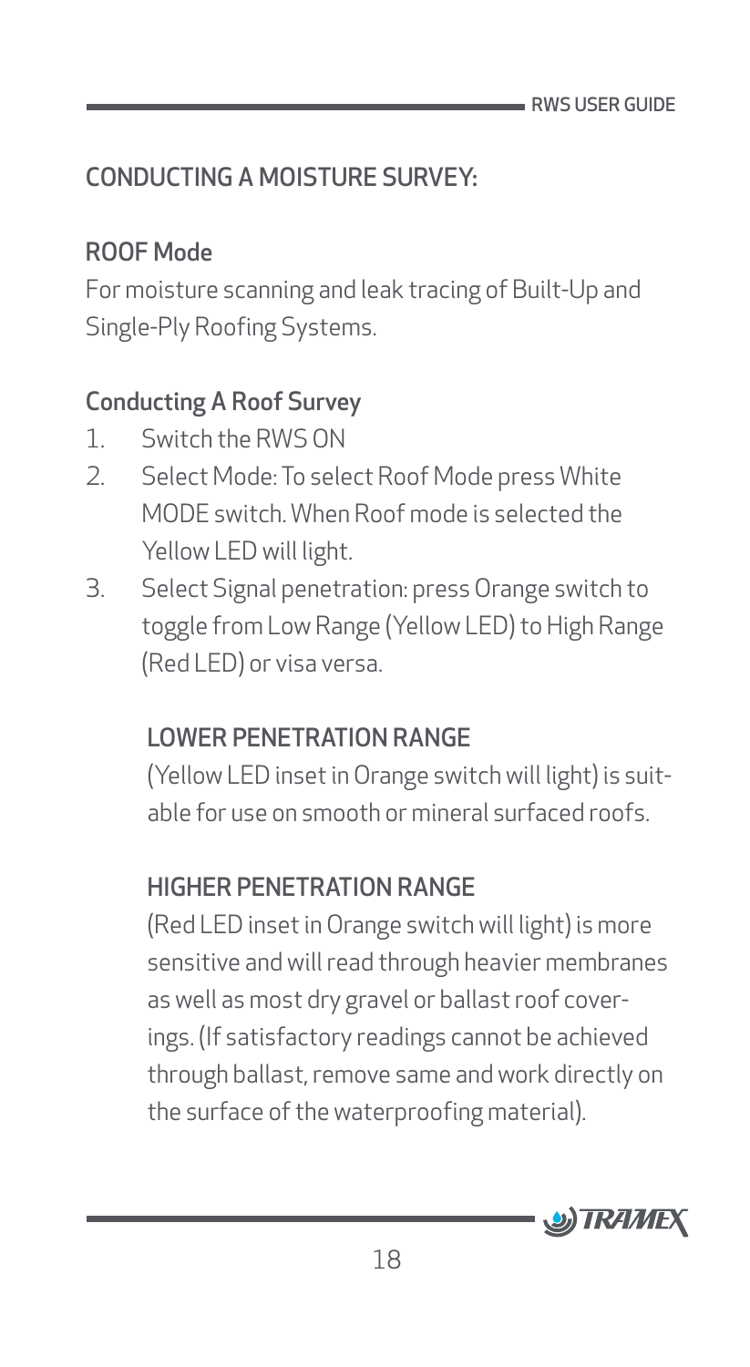## CONDUCTING A MOISTURE SURVEY:

### ROOF Mode

For moisture scanning and leak tracing of Built-Up and Single-Ply Roofing Systems.

### Conducting A Roof Survey

1. Switch the RWS ON
2. Select Mode: To select Roof Mode press White MODE switch. When Roof mode is selected the Yellow LED will light.
3. Select Signal penetration: press Orange switch to toggle from Low Range (Yellow LED) to High Range (Red LED) or visa versa.

#### LOWER PENETRATION RANGE

(Yellow LED inset in Orange switch will light) is suitable for use on smooth or mineral surfaced roofs.

#### HIGHER PENETRATION RANGE

(Red LED inset in Orange switch will light) is more sensitive and will read through heavier membranes as well as most dry gravel or ballast roof coverings. (If satisfactory readings cannot be achieved through ballast, remove same and work directly on the surface of the waterproofing material).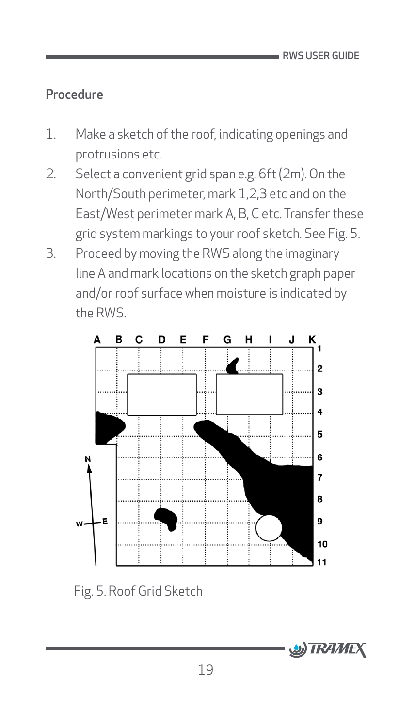## Procedure

1. Make a sketch of the roof, indicating openings and protrusions etc.
2. Select a convenient grid span e.g. 6ft (2m). On the North/South perimeter, mark 1,2,3 etc and on the East/West perimeter mark A, B, C etc. Transfer these grid system markings to your roof sketch. See Fig. 5.
3. Proceed by moving the RWS along the imaginary line A and mark locations on the sketch graph paper and/or roof surface when moisture is indicated by the RWS.

Fig. 5. Roof Grid Sketch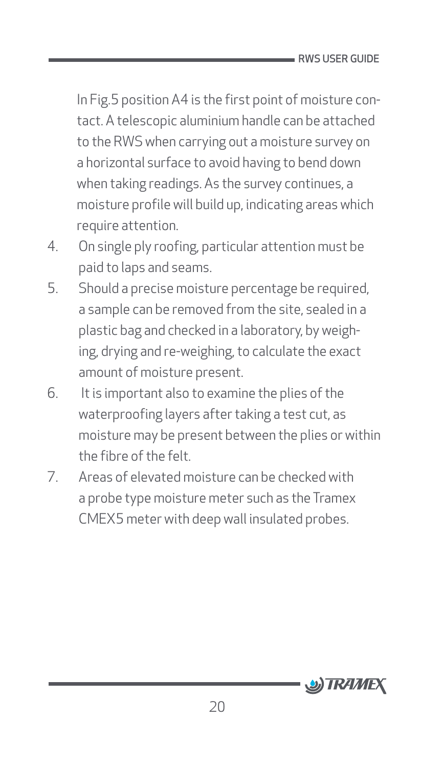In Fig.5 position A4 is the first point of moisture contact. A telescopic aluminium handle can be attached to the RWS when carrying out a moisture survey on a horizontal surface to avoid having to bend down when taking readings. As the survey continues, a moisture profile will build up, indicating areas which require attention.

4. On single ply roofing, particular attention must be paid to laps and seams.
5. Should a precise moisture percentage be required, a sample can be removed from the site, sealed in a plastic bag and checked in a laboratory, by weighing, drying and re-weighing, to calculate the exact amount of moisture present.
6. It is important also to examine the plies of the waterproofing layers after taking a test cut, as moisture may be present between the plies or within the fibre of the felt.
7. Areas of elevated moisture can be checked with a probe type moisture meter such as the Tramex CMEX5 meter with deep wall insulated probes.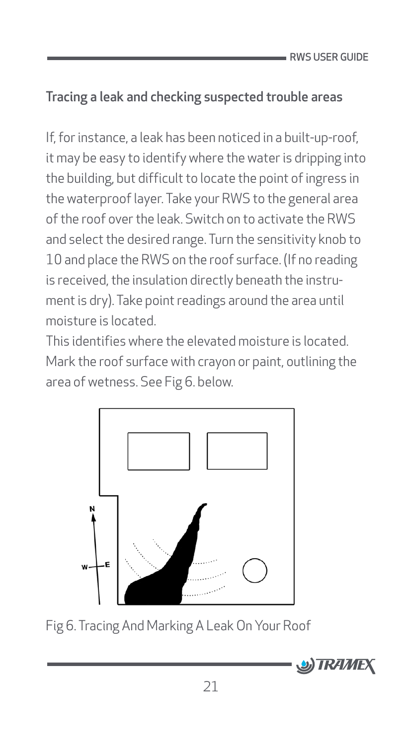## Tracing a leak and checking suspected trouble areas

If, for instance, a leak has been noticed in a built-up-roof, it may be easy to identify where the water is dripping into the building, but difficult to locate the point of ingress in the waterproof layer. Take your RWS to the general area of the roof over the leak. Switch on to activate the RWS and select the desired range. Turn the sensitivity knob to 10 and place the RWS on the roof surface. (If no reading is received, the insulation directly beneath the instrument is dry). Take point readings around the area until moisture is located.

This identifies where the elevated moisture is located. Mark the roof surface with crayon or paint, outlining the area of wetness. See Fig 6. below.

Fig 6. Tracing And Marking A Leak On Your Roof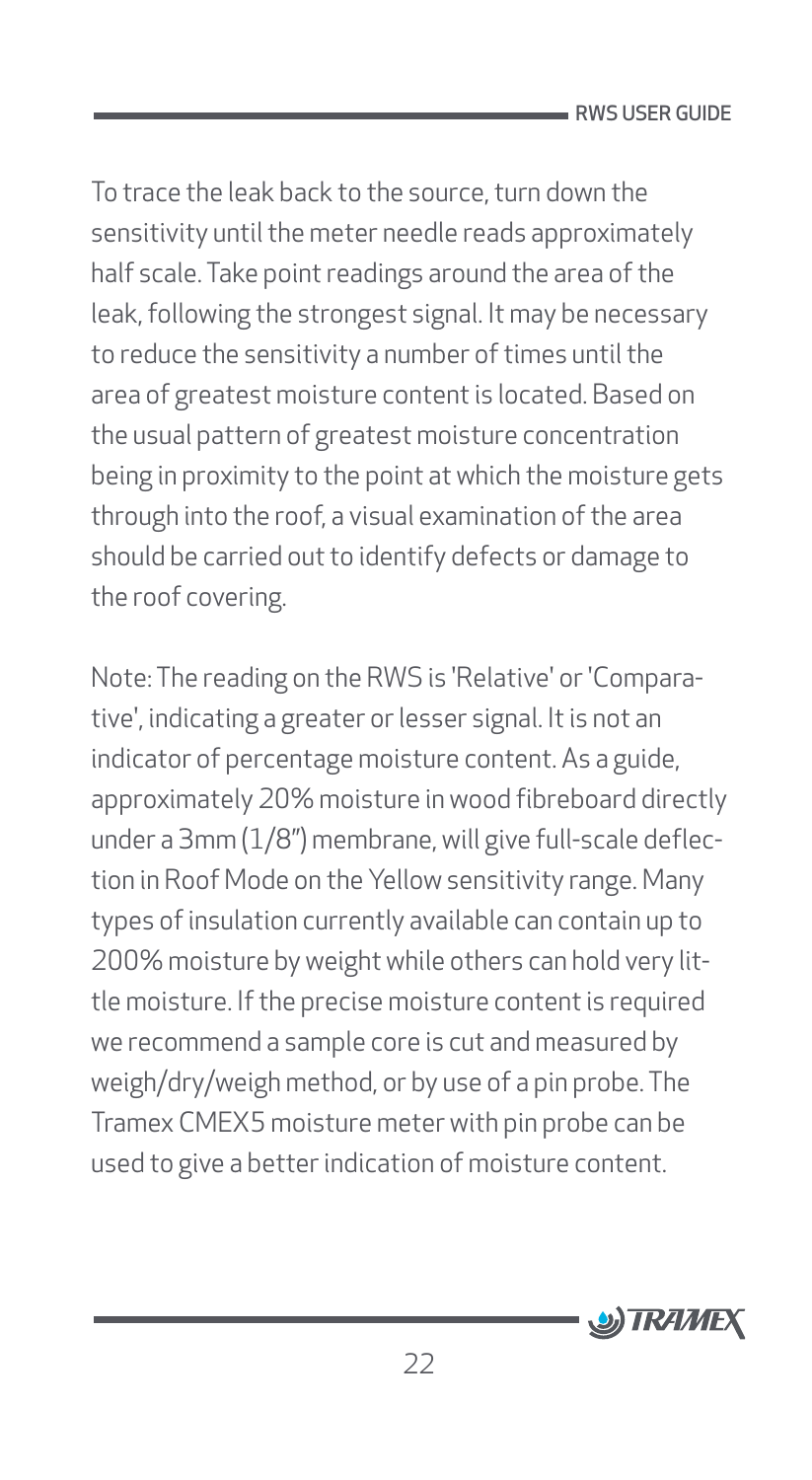To trace the leak back to the source, turn down the sensitivity until the meter needle reads approximately half scale. Take point readings around the area of the leak, following the strongest signal. It may be necessary to reduce the sensitivity a number of times until the area of greatest moisture content is located. Based on the usual pattern of greatest moisture concentration being in proximity to the point at which the moisture gets through into the roof, a visual examination of the area should be carried out to identify defects or damage to the roof covering.

Note: The reading on the RWS is 'Relative' or 'Comparative', indicating a greater or lesser signal. It is not an indicator of percentage moisture content. As a guide, approximately 20% moisture in wood fibreboard directly under a 3mm (1/8") membrane, will give full-scale deflection in Roof Mode on the Yellow sensitivity range. Many types of insulation currently available can contain up to 200% moisture by weight while others can hold very little moisture. If the precise moisture content is required we recommend a sample core is cut and measured by weigh/dry/weigh method, or by use of a pin probe. The Tramex CMEX5 moisture meter with pin probe can be used to give a better indication of moisture content.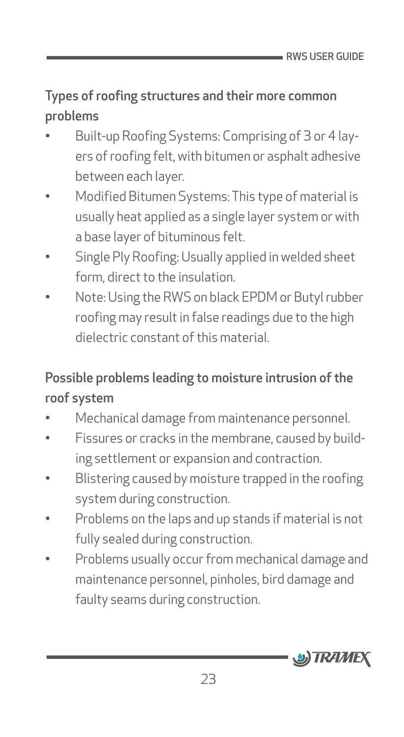## Types of roofing structures and their more common problems

- Built-up Roofing Systems: Comprising of 3 or 4 layers of roofing felt, with bitumen or asphalt adhesive between each layer.
- Modified Bitumen Systems: This type of material is usually heat applied as a single layer system or with a base layer of bituminous felt.
- Single Ply Roofing: Usually applied in welded sheet form, direct to the insulation.
- Note: Using the RWS on black EPDM or Butyl rubber roofing may result in false readings due to the high dielectric constant of this material.

## Possible problems leading to moisture intrusion of the roof system

- Mechanical damage from maintenance personnel.
- Fissures or cracks in the membrane, caused by building settlement or expansion and contraction.
- Blistering caused by moisture trapped in the roofing system during construction.
- Problems on the laps and up stands if material is not fully sealed during construction.
- Problems usually occur from mechanical damage and maintenance personnel, pinholes, bird damage and faulty seams during construction.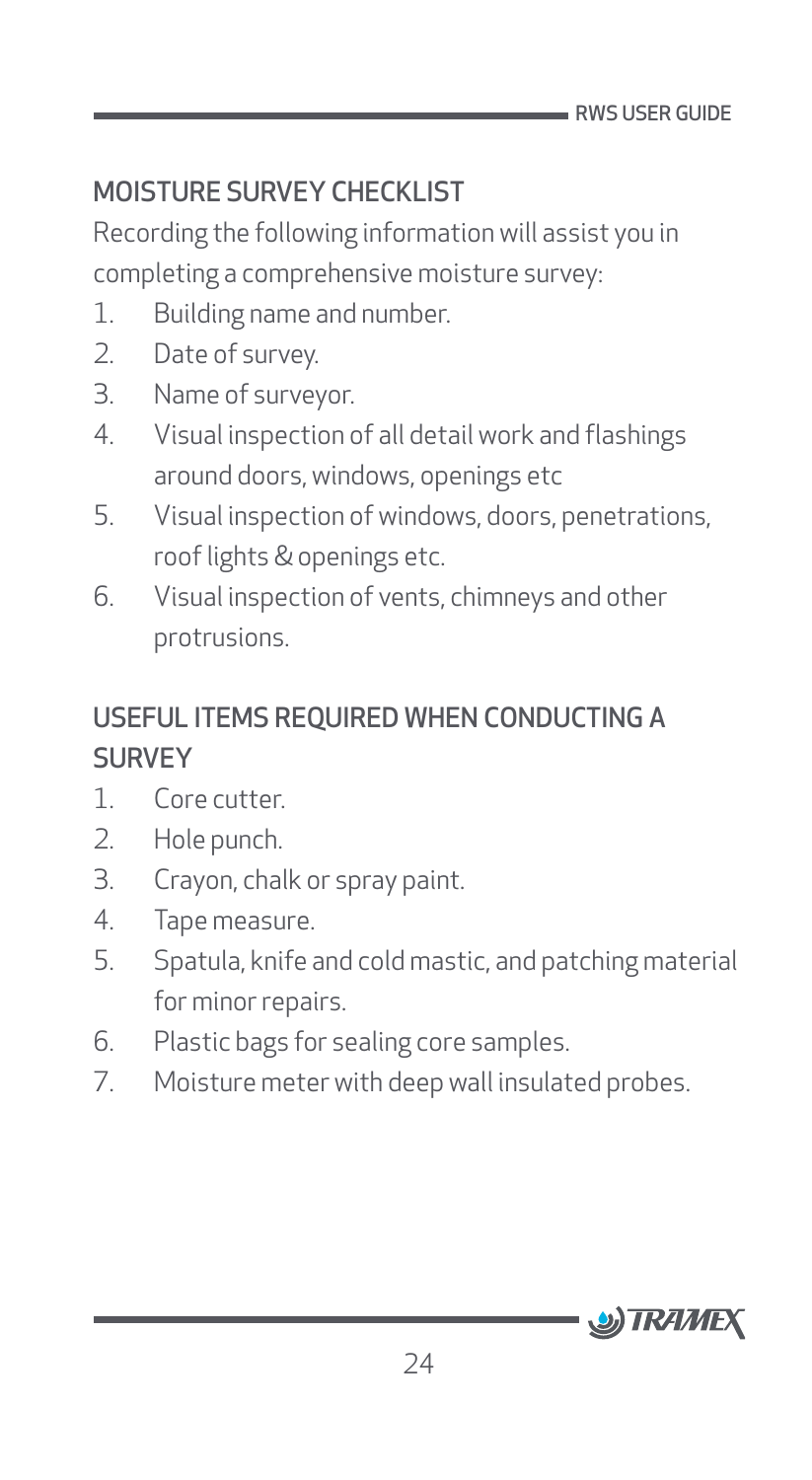## MOISTURE SURVEY CHECKLIST

Recording the following information will assist you in completing a comprehensive moisture survey:

1. Building name and number.
2. Date of survey.
3. Name of surveyor.
4. Visual inspection of all detail work and flashings around doors, windows, openings etc
5. Visual inspection of windows, doors, penetrations, roof lights & openings etc.
6. Visual inspection of vents, chimneys and other protrusions.

## USEFUL ITEMS REQUIRED WHEN CONDUCTING A SURVEY

1. Core cutter.
2. Hole punch.
3. Crayon, chalk or spray paint.
4. Tape measure.
5. Spatula, knife and cold mastic, and patching material for minor repairs.
6. Plastic bags for sealing core samples.
7. Moisture meter with deep wall insulated probes.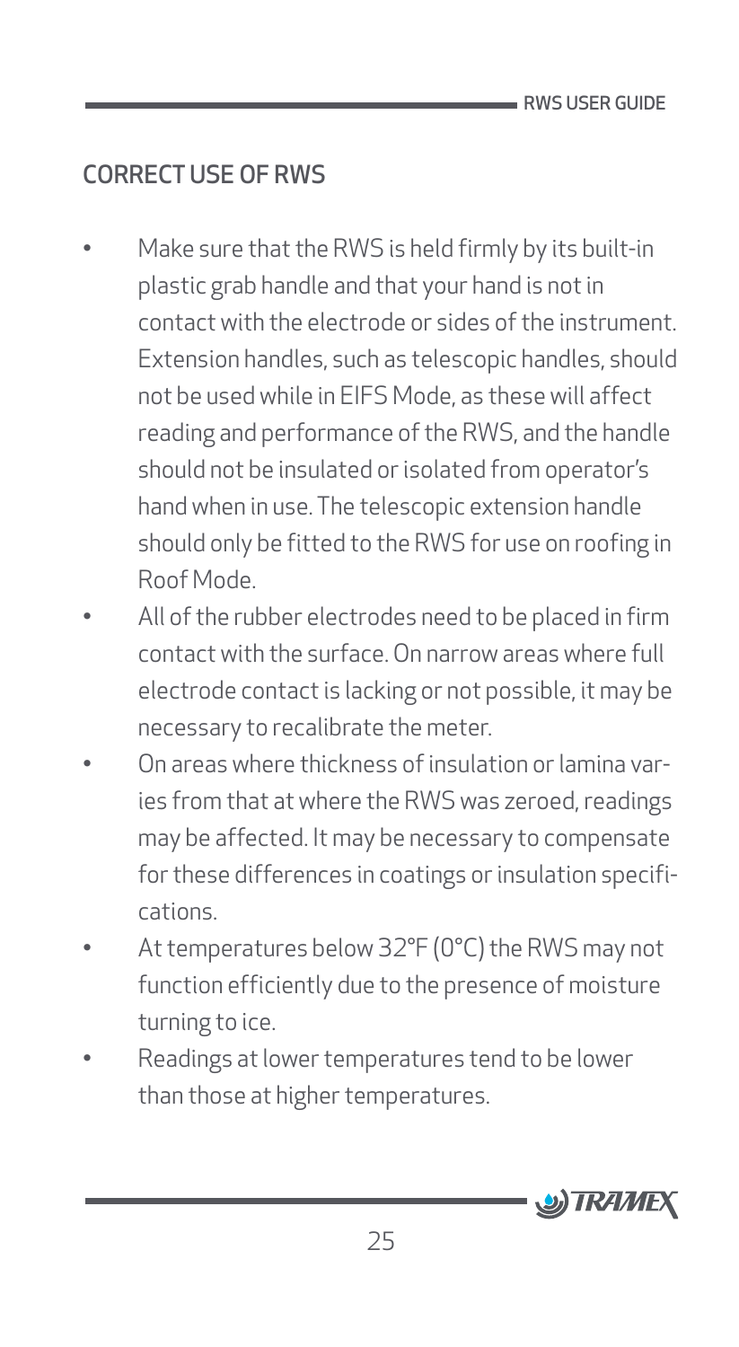## CORRECT USE OF RWS

- Make sure that the RWS is held firmly by its built-in plastic grab handle and that your hand is not in contact with the electrode or sides of the instrument. Extension handles, such as telescopic handles, should not be used while in EIFS Mode, as these will affect reading and performance of the RWS, and the handle should not be insulated or isolated from operator's hand when in use. The telescopic extension handle should only be fitted to the RWS for use on roofing in Roof Mode.
- All of the rubber electrodes need to be placed in firm contact with the surface. On narrow areas where full electrode contact is lacking or not possible, it may be necessary to recalibrate the meter.
- On areas where thickness of insulation or lamina varies from that at where the RWS was zeroed, readings may be affected. It may be necessary to compensate for these differences in coatings or insulation specifications.
- At temperatures below 32°F (0°C) the RWS may not function efficiently due to the presence of moisture turning to ice.
- Readings at lower temperatures tend to be lower than those at higher temperatures.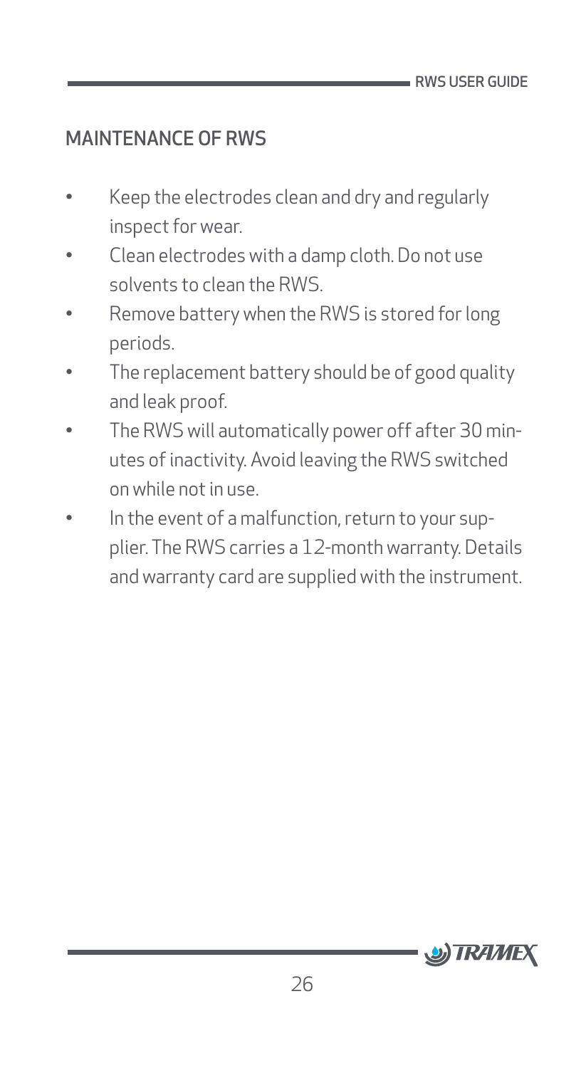## MAINTENANCE OF RWS

- Keep the electrodes clean and dry and regularly inspect for wear.
- Clean electrodes with a damp cloth. Do not use solvents to clean the RWS.
- Remove battery when the RWS is stored for long periods.
- The replacement battery should be of good quality and leak proof.
- The RWS will automatically power off after 30 minutes of inactivity. Avoid leaving the RWS switched on while not in use.
- In the event of a malfunction, return to your supplier. The RWS carries a 12-month warranty. Details and warranty card are supplied with the instrument.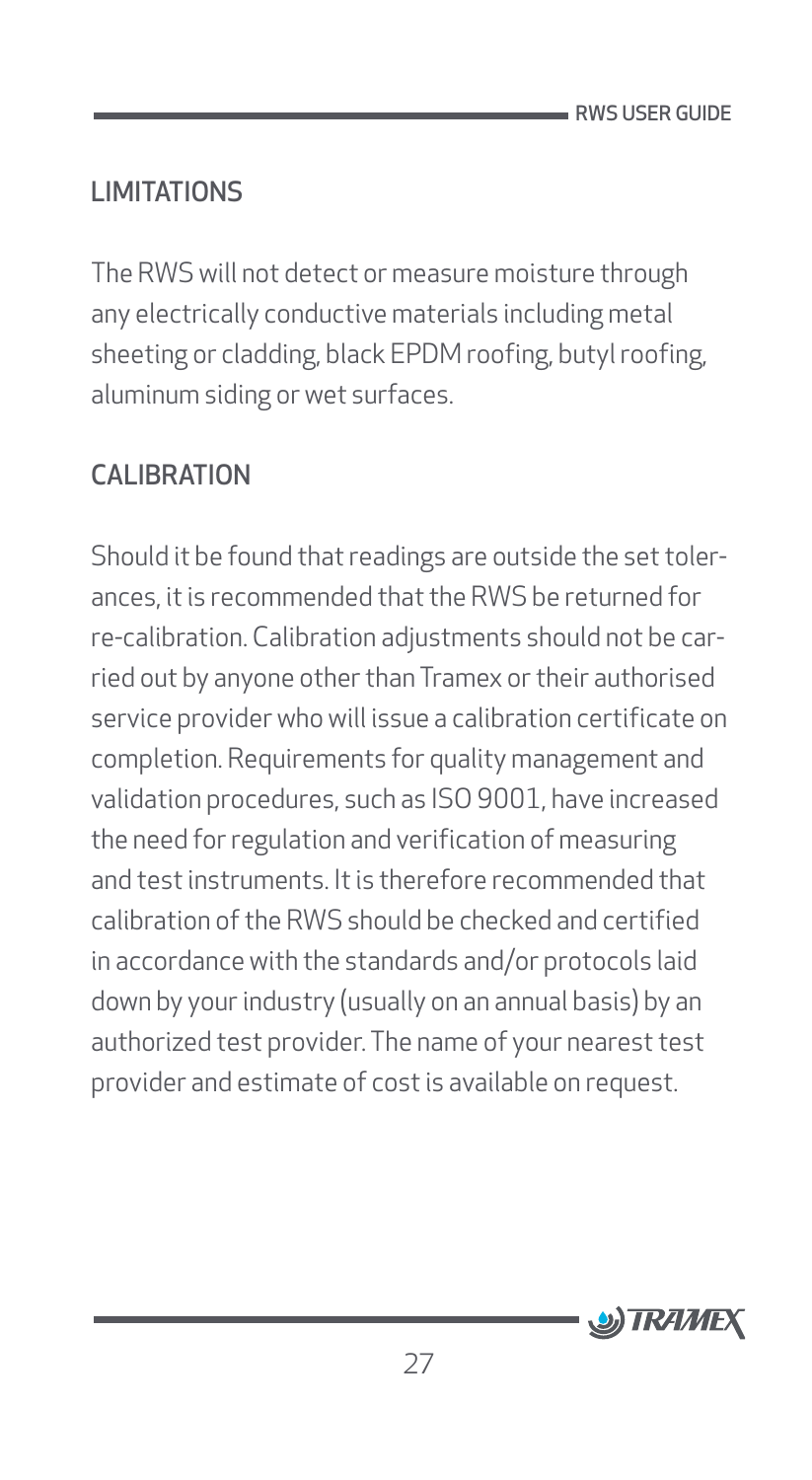## LIMITATIONS

The RWS will not detect or measure moisture through any electrically conductive materials including metal sheeting or cladding, black EPDM roofing, butyl roofing, aluminum siding or wet surfaces.

## CALIBRATION

Should it be found that readings are outside the set tolerances, it is recommended that the RWS be returned for re-calibration. Calibration adjustments should not be carried out by anyone other than Tramex or their authorised service provider who will issue a calibration certificate on completion. Requirements for quality management and validation procedures, such as ISO 9001, have increased the need for regulation and verification of measuring and test instruments. It is therefore recommended that calibration of the RWS should be checked and certified in accordance with the standards and/or protocols laid down by your industry (usually on an annual basis) by an authorized test provider. The name of your nearest test provider and estimate of cost is available on request.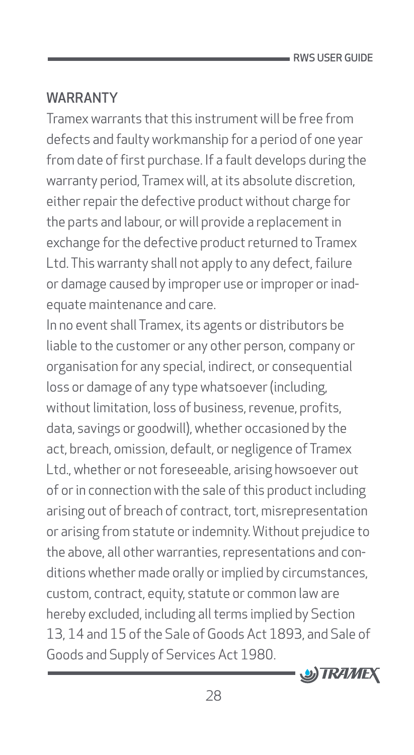## WARRANTY

Tramex warrants that this instrument will be free from defects and faulty workmanship for a period of one year from date of first purchase. If a fault develops during the warranty period, Tramex will, at its absolute discretion, either repair the defective product without charge for the parts and labour, or will provide a replacement in exchange for the defective product returned to Tramex Ltd. This warranty shall not apply to any defect, failure or damage caused by improper use or improper or inadequate maintenance and care.

In no event shall Tramex, its agents or distributors be liable to the customer or any other person, company or organisation for any special, indirect, or consequential loss or damage of any type whatsoever (including, without limitation, loss of business, revenue, profits, data, savings or goodwill), whether occasioned by the act, breach, omission, default, or negligence of Tramex Ltd., whether or not foreseeable, arising howsoever out of or in connection with the sale of this product including arising out of breach of contract, tort, misrepresentation or arising from statute or indemnity. Without prejudice to the above, all other warranties, representations and conditions whether made orally or implied by circumstances, custom, contract, equity, statute or common law are hereby excluded, including all terms implied by Section 13, 14 and 15 of the Sale of Goods Act 1893, and Sale of Goods and Supply of Services Act 1980.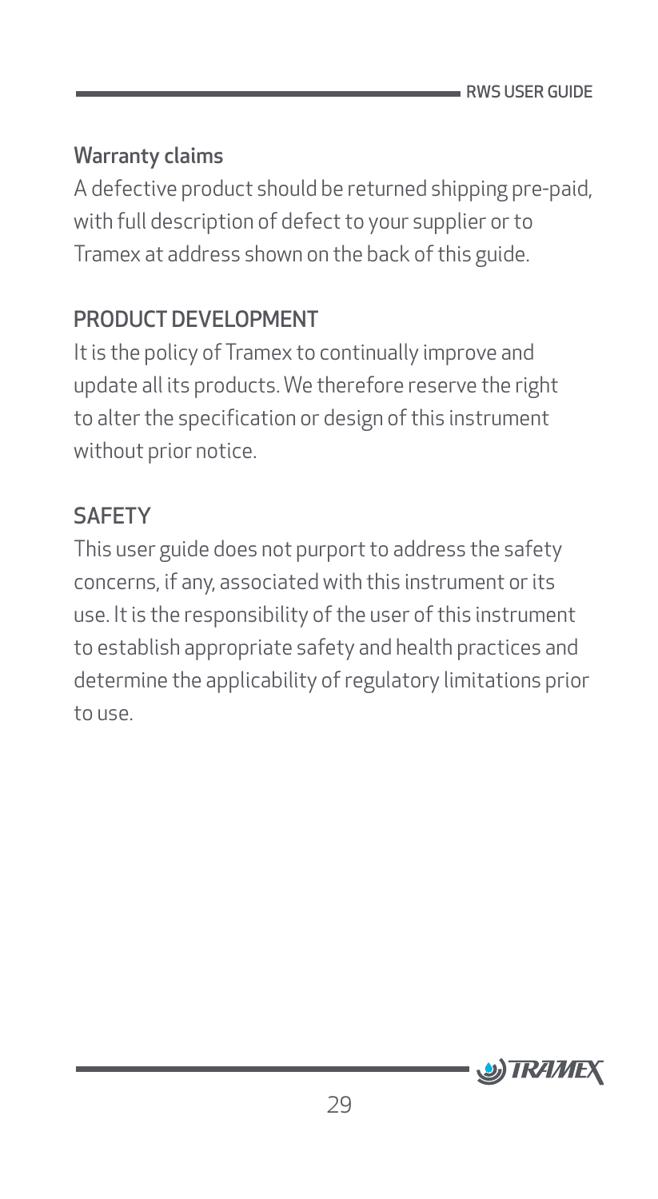### Warranty claims

A defective product should be returned shipping pre-paid, with full description of defect to your supplier or to Tramex at address shown on the back of this guide.

## PRODUCT DEVELOPMENT

It is the policy of Tramex to continually improve and update all its products. We therefore reserve the right to alter the specification or design of this instrument without prior notice.

## SAFETY

This user guide does not purport to address the safety concerns, if any, associated with this instrument or its use. It is the responsibility of the user of this instrument to establish appropriate safety and health practices and determine the applicability of regulatory limitations prior to use.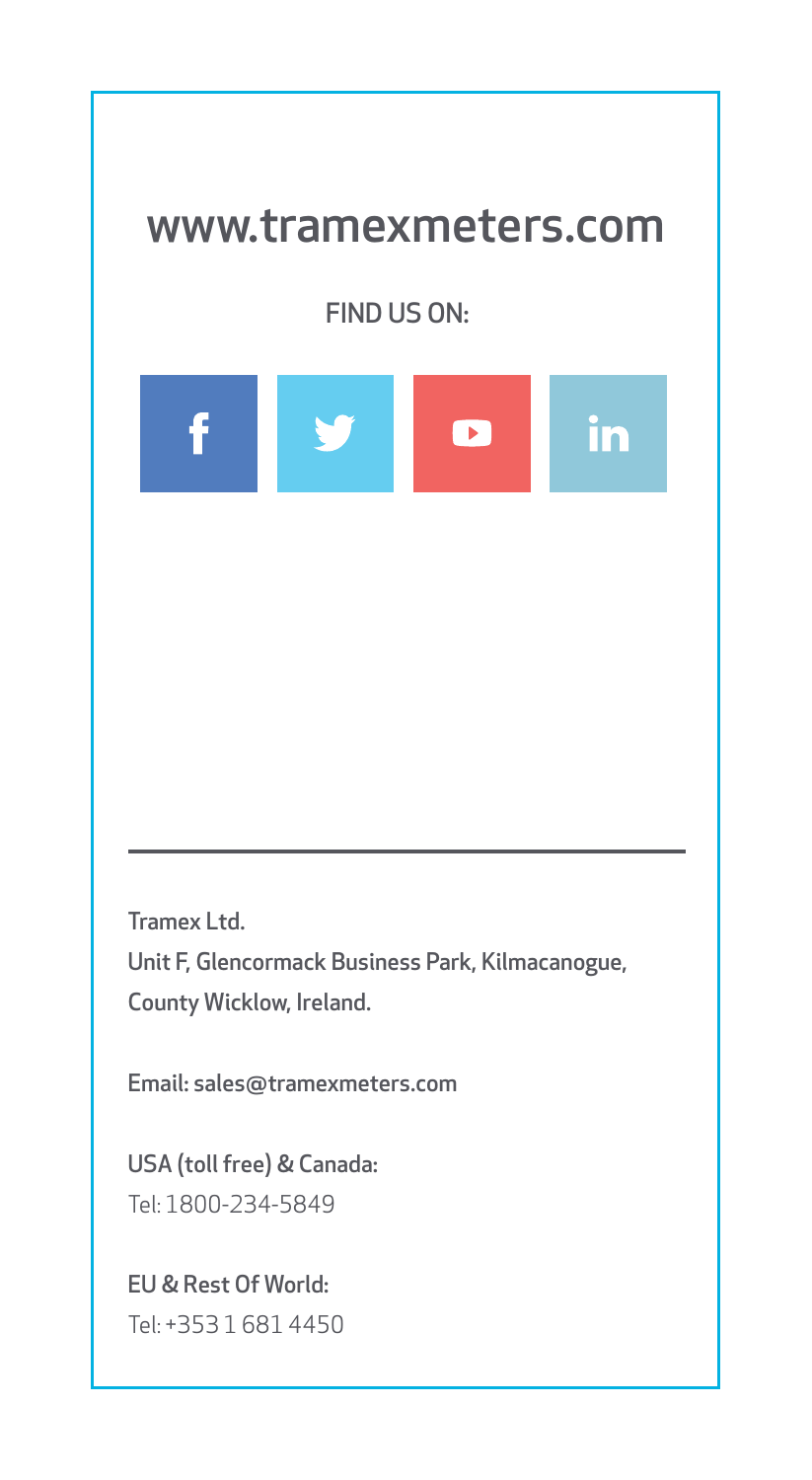# www.tramexmeters.com

FIND US ON:

---

Tramex Ltd.

Unit F, Glencormack Business Park, Kilmacanogue,
County Wicklow, Ireland.

Email: sales@tramexmeters.com

USA (toll free) & Canada:
Tel: 1800-234-5849

EU & Rest Of World:
Tel: +353 1 681 4450